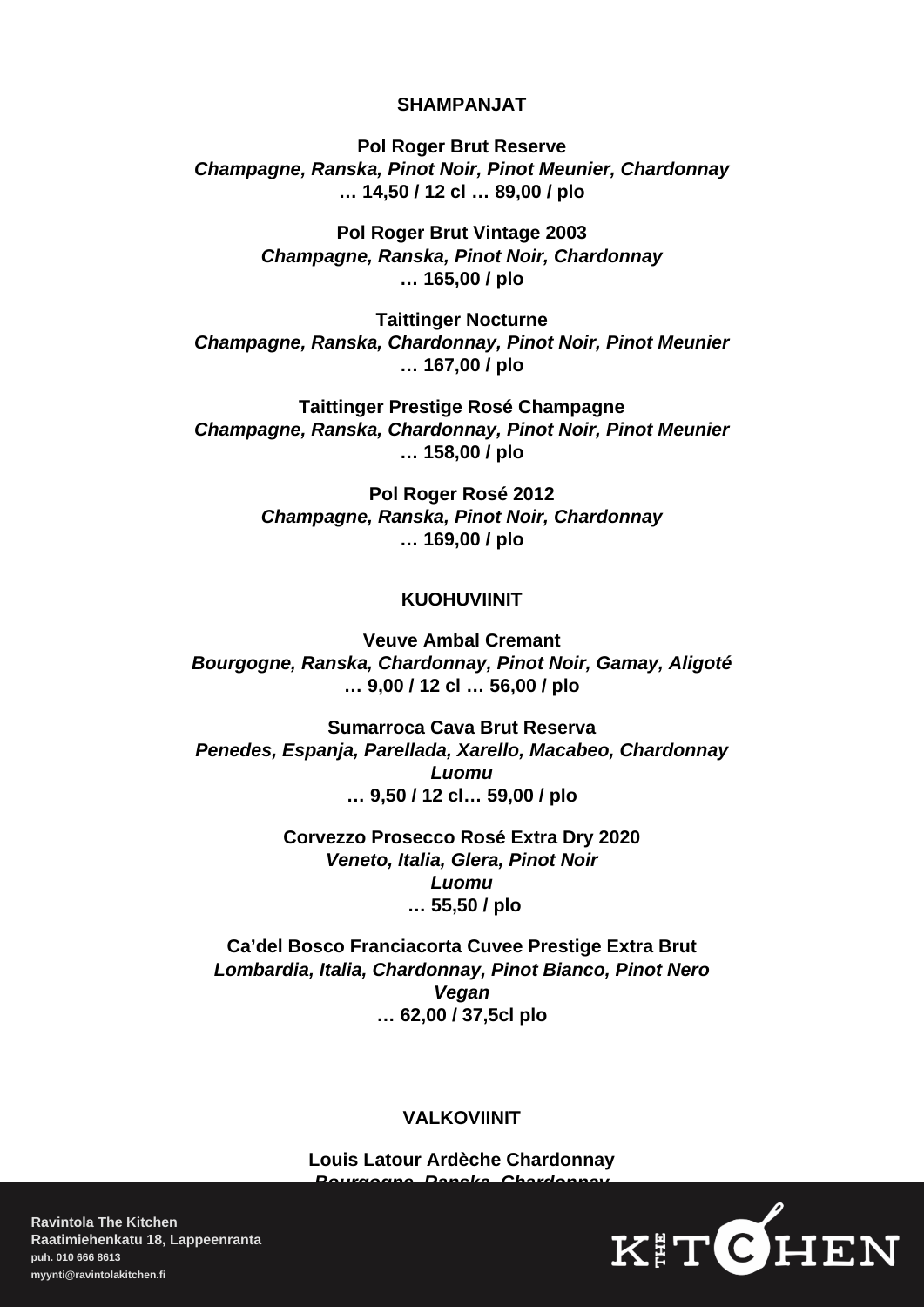## SHAMPANJAT

**Pol Roger Brut Reserve**
***Champagne, Ranska, Pinot Noir, Pinot Meunier, Chardonnay***
**… 14,50 / 12 cl … 89,00 / plo**

**Pol Roger Brut Vintage 2003**
***Champagne, Ranska, Pinot Noir, Chardonnay***
**… 165,00 / plo**

**Taittinger Nocturne**
***Champagne, Ranska, Chardonnay, Pinot Noir, Pinot Meunier***
**… 167,00 / plo**

**Taittinger Prestige Rosé Champagne**
***Champagne, Ranska, Chardonnay, Pinot Noir, Pinot Meunier***
**… 158,00 / plo**

**Pol Roger Rosé 2012**
***Champagne, Ranska, Pinot Noir, Chardonnay***
**… 169,00 / plo**

## KUOHUVIINIT

**Veuve Ambal Cremant**
***Bourgogne, Ranska, Chardonnay, Pinot Noir, Gamay, Aligoté***
**… 9,00 / 12 cl … 56,00 / plo**

**Sumarroca Cava Brut Reserva**
***Penedes, Espanja, Parellada, Xarello, Macabeo, Chardonnay***
***Luomu***
**… 9,50 / 12 cl… 59,00 / plo**

**Corvezzo Prosecco Rosé Extra Dry 2020**
***Veneto, Italia, Glera, Pinot Noir***
***Luomu***
**… 55,50 / plo**

**Ca'del Bosco Franciacorta Cuvee Prestige Extra Brut**
***Lombardia, Italia, Chardonnay, Pinot Bianco, Pinot Nero***
***Vegan***
**… 62,00 / 37,5cl plo**

## VALKOVIINIT

**Louis Latour Ardèche Chardonnay**
***Bourgogne, Ranska, Chardonnay***

**Ravintola The Kitchen**
**Raatimiehenkatu 18, Lappeenranta**
**puh. 010 666 8613**
**myynti@ravintolakitchen.fi**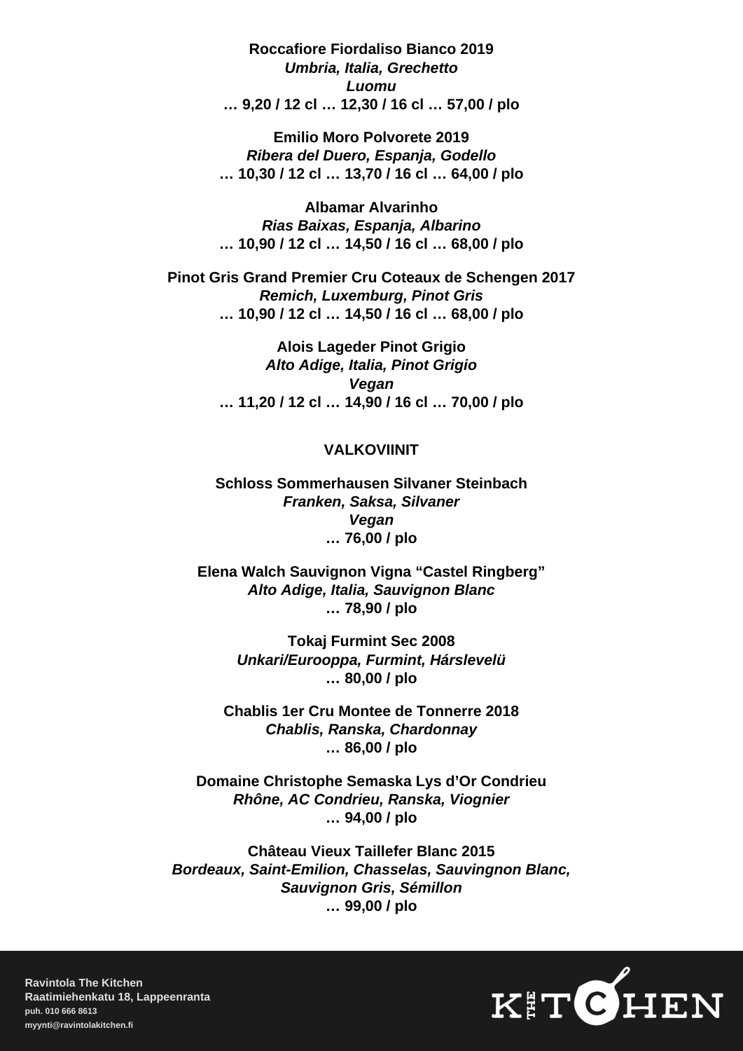**Roccafiore Fiordaliso Bianco 2019**
***Umbria, Italia, Grechetto***
***Luomu***
**… 9,20 / 12 cl … 12,30 / 16 cl … 57,00 / plo**

**Emilio Moro Polvorete 2019**
***Ribera del Duero, Espanja, Godello***
**… 10,30 / 12 cl … 13,70 / 16 cl … 64,00 / plo**

**Albamar Alvarinho**
***Rias Baixas, Espanja, Albarino***
**… 10,90 / 12 cl … 14,50 / 16 cl … 68,00 / plo**

**Pinot Gris Grand Premier Cru Coteaux de Schengen 2017**
***Remich, Luxemburg, Pinot Gris***
**… 10,90 / 12 cl … 14,50 / 16 cl … 68,00 / plo**

**Alois Lageder Pinot Grigio**
***Alto Adige, Italia, Pinot Grigio***
***Vegan***
**… 11,20 / 12 cl … 14,90 / 16 cl … 70,00 / plo**

## VALKOVIINIT

**Schloss Sommerhausen Silvaner Steinbach**
***Franken, Saksa, Silvaner***
***Vegan***
**… 76,00 / plo**

**Elena Walch Sauvignon Vigna "Castel Ringberg"**
***Alto Adige, Italia, Sauvignon Blanc***
**… 78,90 / plo**

**Tokaj Furmint Sec 2008**
***Unkari/Eurooppa, Furmint, Hárslevelü***
**… 80,00 / plo**

**Chablis 1er Cru Montee de Tonnerre 2018**
***Chablis, Ranska, Chardonnay***
**… 86,00 / plo**

**Domaine Christophe Semaska Lys d'Or Condrieu**
***Rhône, AC Condrieu, Ranska, Viognier***
**… 94,00 / plo**

**Château Vieux Taillefer Blanc 2015**
***Bordeaux, Saint-Emilion, Chasselas, Sauvingnon Blanc, Sauvignon Gris, Sémillon***
**… 99,00 / plo**

**Ravintola The Kitchen**
**Raatimiehenkatu 18, Lappeenranta**
**puh. 010 666 8613**
**myynti@ravintolakitchen.fi**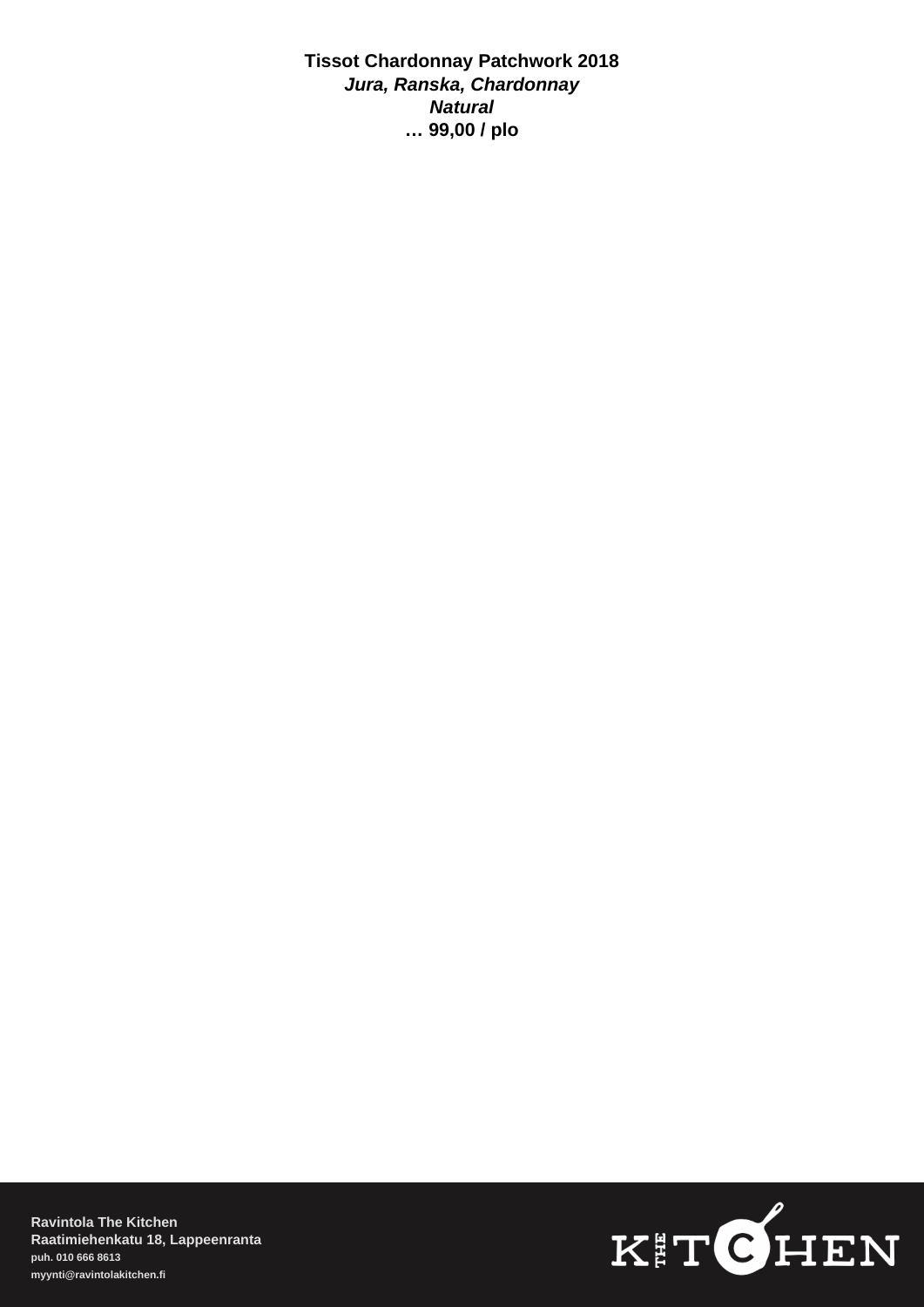**Tissot Chardonnay Patchwork 2018**
***Jura, Ranska, Chardonnay***
***Natural***
**… 99,00 / plo**

**Ravintola The Kitchen**
**Raatimiehenkatu 18, Lappeenranta**
**puh. 010 666 8613**
**myynti@ravintolakitchen.fi**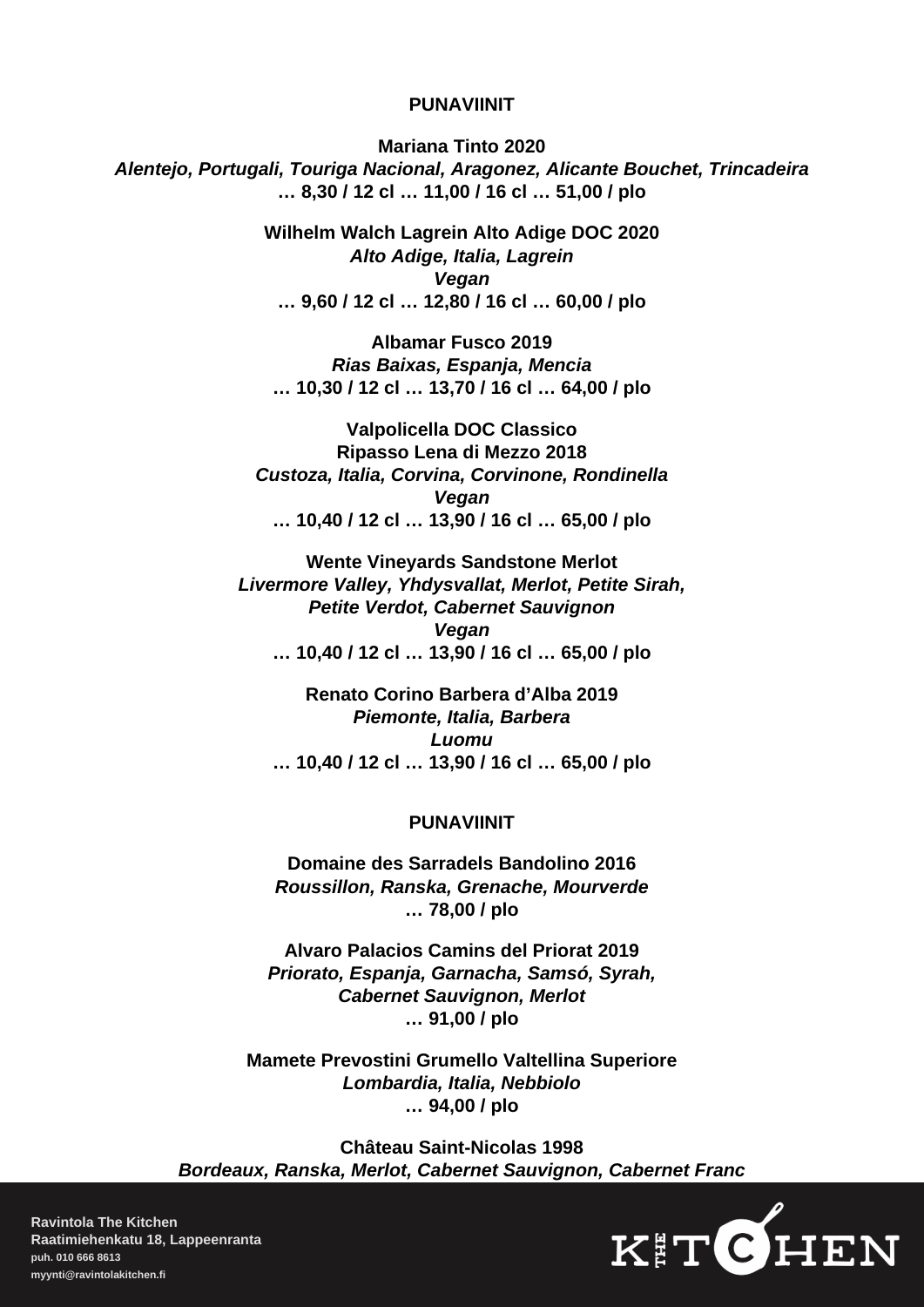## PUNAVIINIT

**Mariana Tinto 2020**
***Alentejo, Portugali, Touriga Nacional, Aragonez, Alicante Bouchet, Trincadeira***
**… 8,30 / 12 cl … 11,00 / 16 cl … 51,00 / plo**

**Wilhelm Walch Lagrein Alto Adige DOC 2020**
***Alto Adige, Italia, Lagrein***
***Vegan***
**… 9,60 / 12 cl … 12,80 / 16 cl … 60,00 / plo**

**Albamar Fusco 2019**
***Rias Baixas, Espanja, Mencia***
**… 10,30 / 12 cl … 13,70 / 16 cl … 64,00 / plo**

**Valpolicella DOC Classico**
**Ripasso Lena di Mezzo 2018**
***Custoza, Italia, Corvina, Corvinone, Rondinella***
***Vegan***
**… 10,40 / 12 cl … 13,90 / 16 cl … 65,00 / plo**

**Wente Vineyards Sandstone Merlot**
***Livermore Valley, Yhdysvallat, Merlot, Petite Sirah, Petite Verdot, Cabernet Sauvignon***
***Vegan***
**… 10,40 / 12 cl … 13,90 / 16 cl … 65,00 / plo**

**Renato Corino Barbera d'Alba 2019**
***Piemonte, Italia, Barbera***
***Luomu***
**… 10,40 / 12 cl … 13,90 / 16 cl … 65,00 / plo**

## PUNAVIINIT

**Domaine des Sarradels Bandolino 2016**
***Roussillon, Ranska, Grenache, Mourverde***
**… 78,00 / plo**

**Alvaro Palacios Camins del Priorat 2019**
***Priorato, Espanja, Garnacha, Samsó, Syrah, Cabernet Sauvignon, Merlot***
**… 91,00 / plo**

**Mamete Prevostini Grumello Valtellina Superiore**
***Lombardia, Italia, Nebbiolo***
**… 94,00 / plo**

**Château Saint-Nicolas 1998**
***Bordeaux, Ranska, Merlot, Cabernet Sauvignon, Cabernet Franc***

**Ravintola The Kitchen**
**Raatimiehenkatu 18, Lappeenranta**
**puh. 010 666 8613**
**myynti@ravintolakitchen.fi**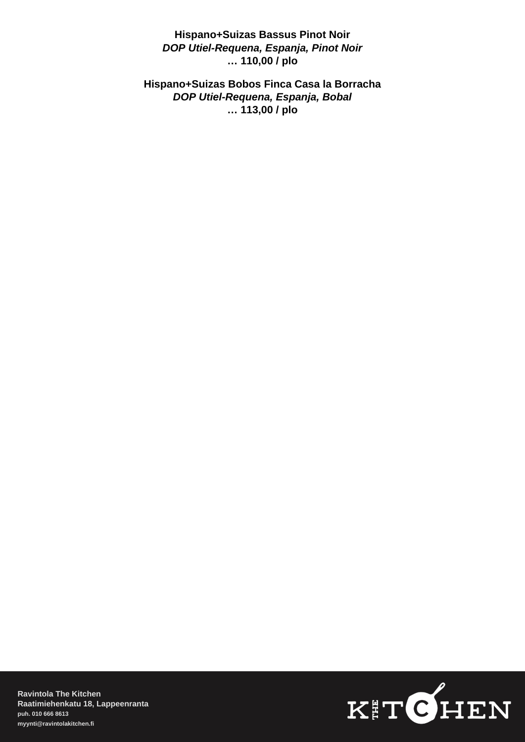**Hispano+Suizas Bassus Pinot Noir**
***DOP Utiel-Requena, Espanja, Pinot Noir***
**… 110,00 / plo**

**Hispano+Suizas Bobos Finca Casa la Borracha**
***DOP Utiel-Requena, Espanja, Bobal***
**… 113,00 / plo**